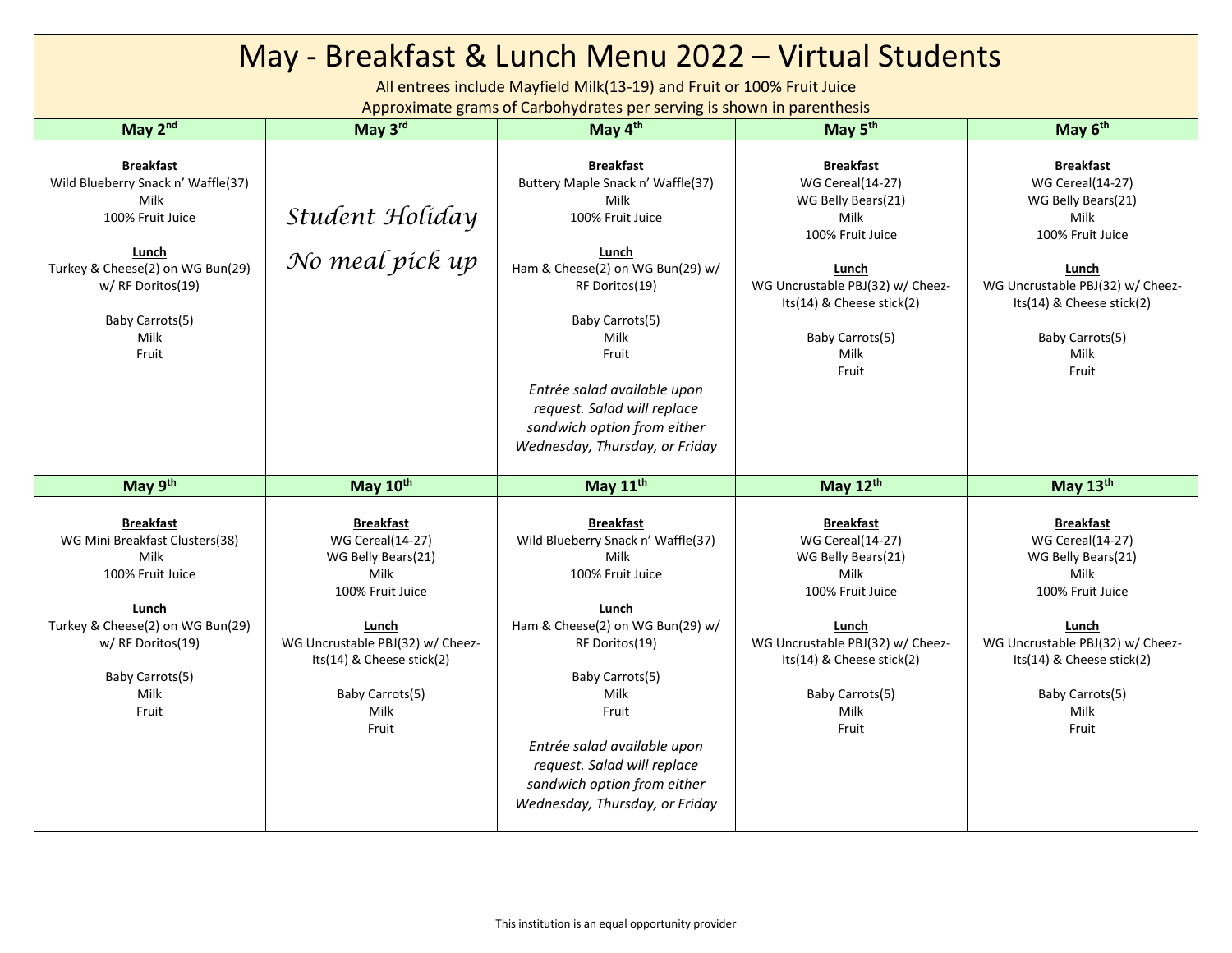# May - Breakfast & Lunch Menu 2022 – Virtual Students

All entrees include Mayfield Milk(13-19) and Fruit or 100% Fruit Juice
Approximate grams of Carbohydrates per serving is shown in parenthesis

| May 2nd | May 3rd | May 4th | May 5th | May 6th |
|---|---|---|---|---|
| **Breakfast**<br>Wild Blueberry Snack n' Waffle(37)<br>Milk<br>100% Fruit Juice<br><br>**Lunch**<br>Turkey & Cheese(2) on WG Bun(29) w/ RF Doritos(19)<br><br>Baby Carrots(5)<br>Milk<br>Fruit | *Student Holiday*<br><br>*No meal pick up* | **Breakfast**<br>Buttery Maple Snack n' Waffle(37)<br>Milk<br>100% Fruit Juice<br><br>**Lunch**<br>Ham & Cheese(2) on WG Bun(29) w/ RF Doritos(19)<br><br>Baby Carrots(5)<br>Milk<br>Fruit<br><br>*Entrée salad available upon request. Salad will replace sandwich option from either Wednesday, Thursday, or Friday* | **Breakfast**<br>WG Cereal(14-27)<br>WG Belly Bears(21)<br>Milk<br>100% Fruit Juice<br><br>**Lunch**<br>WG Uncrustable PBJ(32) w/ Cheez-Its(14) & Cheese stick(2)<br><br>Baby Carrots(5)<br>Milk<br>Fruit | **Breakfast**<br>WG Cereal(14-27)<br>WG Belly Bears(21)<br>Milk<br>100% Fruit Juice<br><br>**Lunch**<br>WG Uncrustable PBJ(32) w/ Cheez-Its(14) & Cheese stick(2)<br><br>Baby Carrots(5)<br>Milk<br>Fruit |
| **May 9th** | **May 10th** | **May 11th** | **May 12th** | **May 13th** |
| **Breakfast**<br>WG Mini Breakfast Clusters(38)<br>Milk<br>100% Fruit Juice<br><br>**Lunch**<br>Turkey & Cheese(2) on WG Bun(29) w/ RF Doritos(19)<br><br>Baby Carrots(5)<br>Milk<br>Fruit | **Breakfast**<br>WG Cereal(14-27)<br>WG Belly Bears(21)<br>Milk<br>100% Fruit Juice<br><br>**Lunch**<br>WG Uncrustable PBJ(32) w/ Cheez-Its(14) & Cheese stick(2)<br><br>Baby Carrots(5)<br>Milk<br>Fruit | **Breakfast**<br>Wild Blueberry Snack n' Waffle(37)<br>Milk<br>100% Fruit Juice<br><br>**Lunch**<br>Ham & Cheese(2) on WG Bun(29) w/ RF Doritos(19)<br><br>Baby Carrots(5)<br>Milk<br>Fruit<br><br>*Entrée salad available upon request. Salad will replace sandwich option from either Wednesday, Thursday, or Friday* | **Breakfast**<br>WG Cereal(14-27)<br>WG Belly Bears(21)<br>Milk<br>100% Fruit Juice<br><br>**Lunch**<br>WG Uncrustable PBJ(32) w/ Cheez-Its(14) & Cheese stick(2)<br><br>Baby Carrots(5)<br>Milk<br>Fruit | **Breakfast**<br>WG Cereal(14-27)<br>WG Belly Bears(21)<br>Milk<br>100% Fruit Juice<br><br>**Lunch**<br>WG Uncrustable PBJ(32) w/ Cheez-Its(14) & Cheese stick(2)<br><br>Baby Carrots(5)<br>Milk<br>Fruit |

This institution is an equal opportunity provider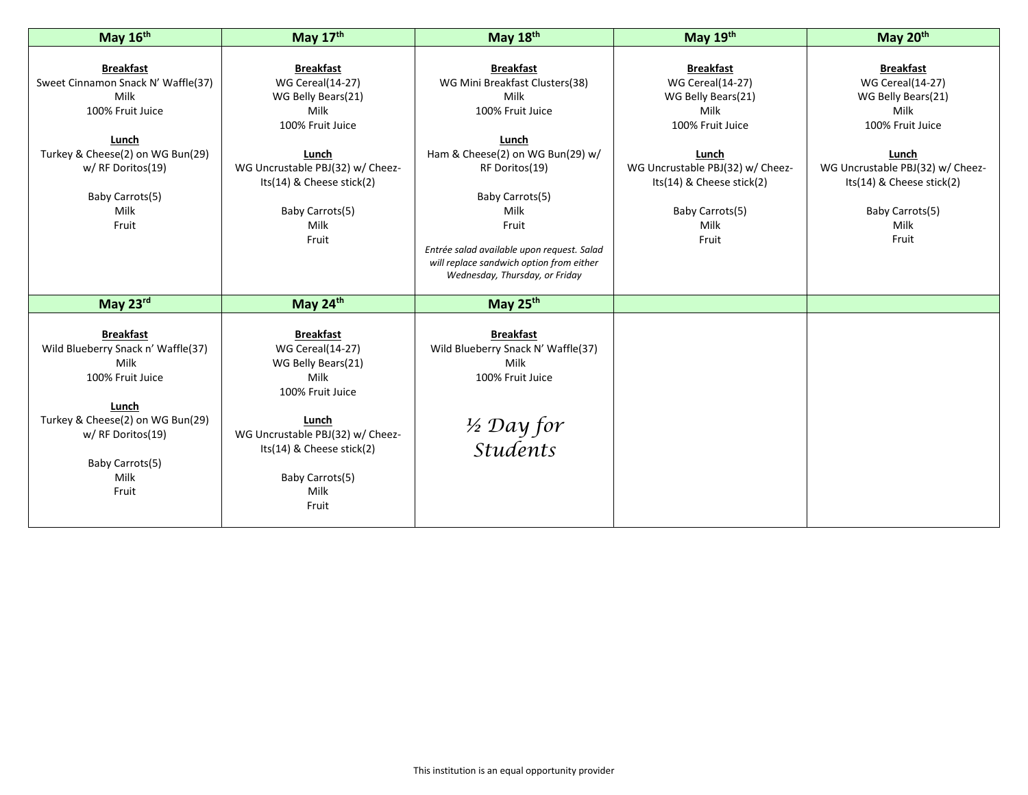| May 16th | May 17th | May 18th | May 19th | May 20th |
|---|---|---|---|---|
| **Breakfast**<br>Sweet Cinnamon Snack N' Waffle(37)<br>Milk<br>100% Fruit Juice<br><br>**Lunch**<br>Turkey & Cheese(2) on WG Bun(29) w/ RF Doritos(19)<br><br>Baby Carrots(5)<br>Milk<br>Fruit | **Breakfast**<br>WG Cereal(14-27)<br>WG Belly Bears(21)<br>Milk<br>100% Fruit Juice<br><br>**Lunch**<br>WG Uncrustable PBJ(32) w/ Cheez-Its(14) & Cheese stick(2)<br><br>Baby Carrots(5)<br>Milk<br>Fruit | **Breakfast**<br>WG Mini Breakfast Clusters(38)<br>Milk<br>100% Fruit Juice<br><br>**Lunch**<br>Ham & Cheese(2) on WG Bun(29) w/ RF Doritos(19)<br><br>Baby Carrots(5)<br>Milk<br>Fruit<br><br>*Entrée salad available upon request. Salad will replace sandwich option from either Wednesday, Thursday, or Friday* | **Breakfast**<br>WG Cereal(14-27)<br>WG Belly Bears(21)<br>Milk<br>100% Fruit Juice<br><br>**Lunch**<br>WG Uncrustable PBJ(32) w/ Cheez-Its(14) & Cheese stick(2)<br><br>Baby Carrots(5)<br>Milk<br>Fruit | **Breakfast**<br>WG Cereal(14-27)<br>WG Belly Bears(21)<br>Milk<br>100% Fruit Juice<br><br>**Lunch**<br>WG Uncrustable PBJ(32) w/ Cheez-Its(14) & Cheese stick(2)<br><br>Baby Carrots(5)<br>Milk<br>Fruit |
| **May 23rd** | **May 24th** | **May 25th** | | |
| **Breakfast**<br>Wild Blueberry Snack n' Waffle(37)<br>Milk<br>100% Fruit Juice<br><br>**Lunch**<br>Turkey & Cheese(2) on WG Bun(29) w/ RF Doritos(19)<br><br>Baby Carrots(5)<br>Milk<br>Fruit | **Breakfast**<br>WG Cereal(14-27)<br>WG Belly Bears(21)<br>Milk<br>100% Fruit Juice<br><br>**Lunch**<br>WG Uncrustable PBJ(32) w/ Cheez-Its(14) & Cheese stick(2)<br><br>Baby Carrots(5)<br>Milk<br>Fruit | **Breakfast**<br>Wild Blueberry Snack N' Waffle(37)<br>Milk<br>100% Fruit Juice<br><br>*½ Day for Students* | | |

This institution is an equal opportunity provider